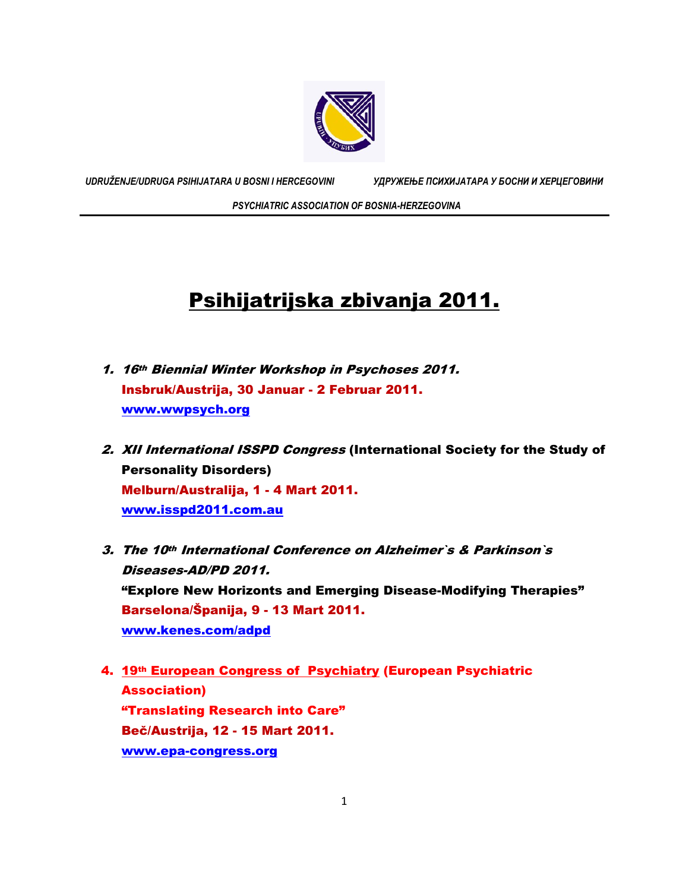*UDRUŽENJE/UDRUGA PSIHIJATARA U BOSNI I HERCEGOVINI* *УДРУЖЕЊЕ ПСИХИЈАТАРА У БОСНИ И ХЕРЦЕГОВИНИ*

*PSYCHIATRIC ASSOCIATION OF BOSNIA-HERZEGOVINA*

# Psihijatrijska zbivanja 2011.

1. ***16th Biennial Winter Workshop in Psychoses 2011.***
   **Insbruk/Austrija, 30 Januar - 2 Februar 2011.**
   **www.wwpsych.org**

2. ***XII International ISSPD Congress*** **(International Society for the Study of Personality Disorders)**
   **Melburn/Australija, 1 - 4 Mart 2011.**
   **www.isspd2011.com.au**

3. ***The 10th International Conference on Alzheimer`s & Parkinson`s Diseases-AD/PD 2011.***
   **"Explore New Horizons and Emerging Disease-Modifying Therapies"**
   **Barselona/Španija, 9 - 13 Mart 2011.**
   **www.kenes.com/adpd**

4. **19th European Congress of Psychiatry (European Psychiatric Association)**
   **"Translating Research into Care"**
   **Beč/Austrija, 12 - 15 Mart 2011.**
   **www.epa-congress.org**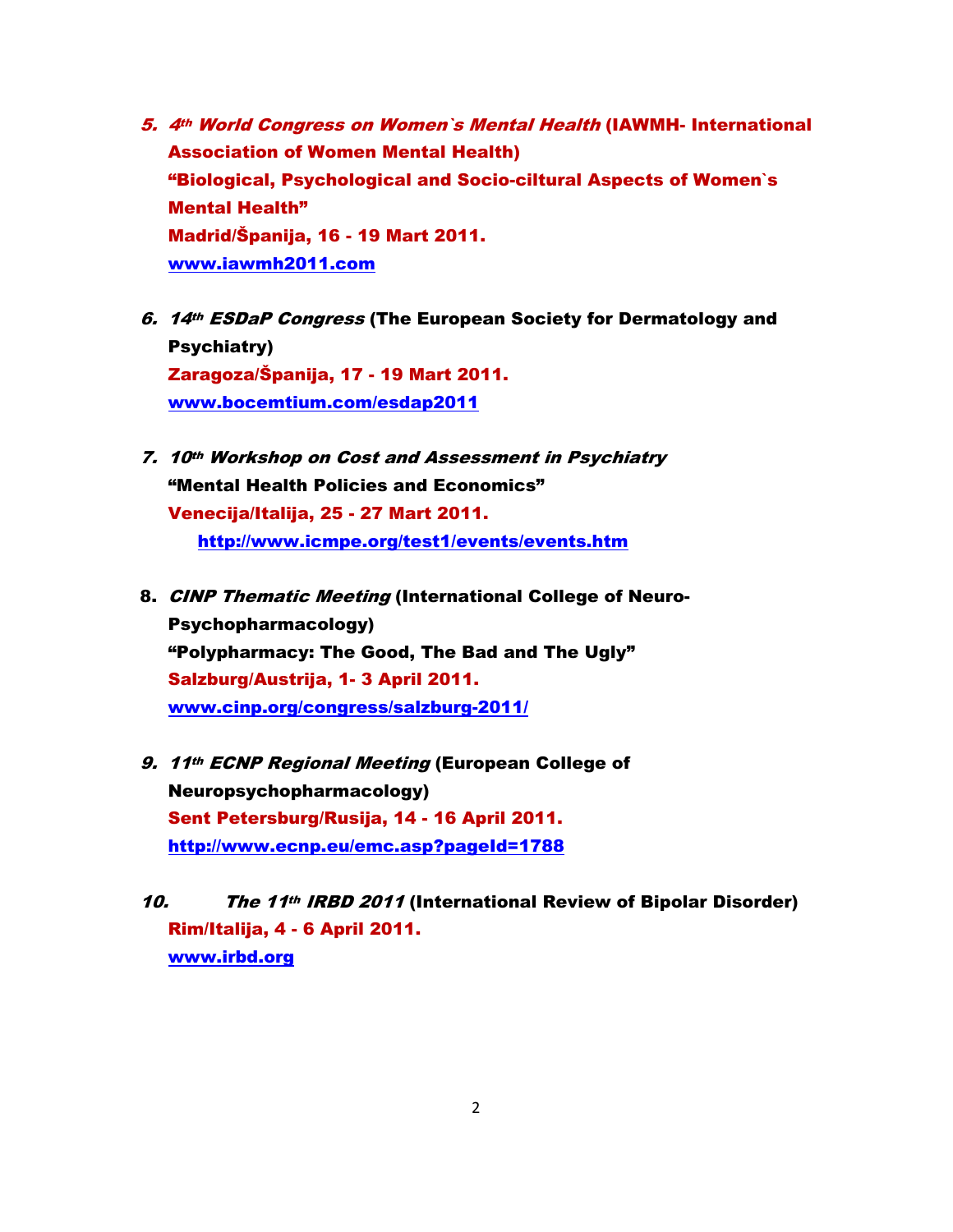5. ***4th World Congress on Women`s Mental Health*** **(IAWMH- International Association of Women Mental Health)**
   **"Biological, Psychological and Socio-ciltural Aspects of Women`s Mental Health"**
   **Madrid/Španija, 16 - 19 Mart 2011.**
   **[www.iawmh2011.com](http://www.iawmh2011.com)**

6. ***14th ESDaP Congress*** **(The European Society for Dermatology and Psychiatry)**
   **Zaragoza/Španija, 17 - 19 Mart 2011.**
   **[www.bocemtium.com/esdap2011](http://www.bocemtium.com/esdap2011)**

7. ***10th Workshop on Cost and Assessment in Psychiatry***
   **"Mental Health Policies and Economics"**
   **Venecija/Italija, 25 - 27 Mart 2011.**
   **[http://www.icmpe.org/test1/events/events.htm](http://www.icmpe.org/test1/events/events.htm)**

8. ***CINP Thematic Meeting*** **(International College of Neuro-Psychopharmacology)**
   **"Polypharmacy: The Good, The Bad and The Ugly"**
   **Salzburg/Austrija, 1- 3 April 2011.**
   **[www.cinp.org/congress/salzburg-2011/](http://www.cinp.org/congress/salzburg-2011/)**

9. ***11th ECNP Regional Meeting*** **(European College of Neuropsychopharmacology)**
   **Sent Petersburg/Rusija, 14 - 16 April 2011.**
   **[http://www.ecnp.eu/emc.asp?pageId=1788](http://www.ecnp.eu/emc.asp?pageId=1788)**

10. ***The 11th IRBD 2011*** **(International Review of Bipolar Disorder)**
    **Rim/Italija, 4 - 6 April 2011.**
    **[www.irbd.org](http://www.irbd.org)**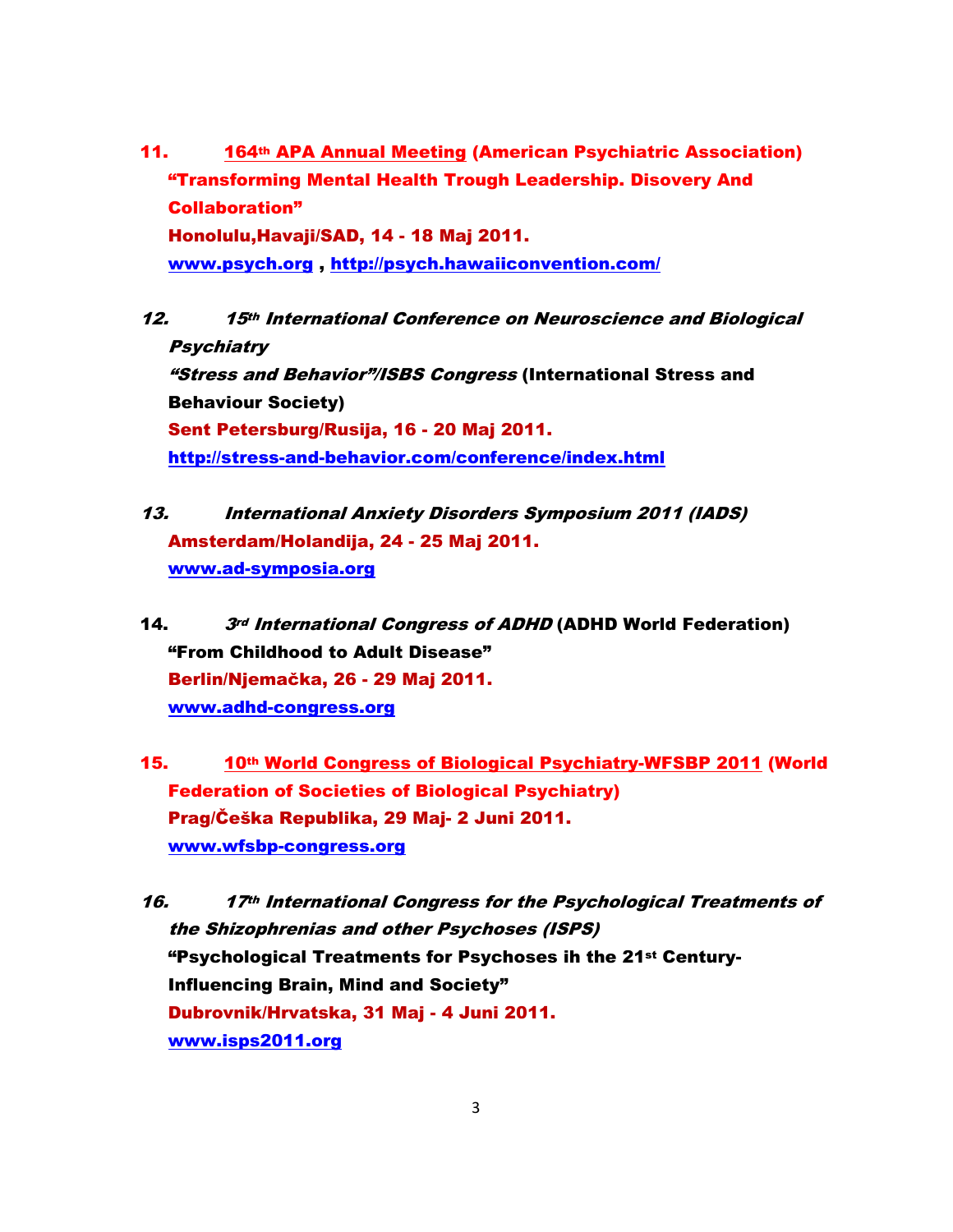11. **164th APA Annual Meeting (American Psychiatric Association)**
**"Transforming Mental Health Trough Leadership. Disovery And Collaboration"**
**Honolulu,Havaji/SAD, 14 - 18 Maj 2011.**
**www.psych.org , http://psych.hawaiiconvention.com/**

12. ***15th International Conference on Neuroscience and Biological Psychiatry***
***"Stress and Behavior"/ISBS Congress*** **(International Stress and Behaviour Society)**
**Sent Petersburg/Rusija, 16 - 20 Maj 2011.**
**http://stress-and-behavior.com/conference/index.html**

13. ***International Anxiety Disorders Symposium 2011 (IADS)***
**Amsterdam/Holandija, 24 - 25 Maj 2011.**
**www.ad-symposia.org**

14. ***3rd International Congress of ADHD*** **(ADHD World Federation)**
**"From Childhood to Adult Disease"**
**Berlin/Njemačka, 26 - 29 Maj 2011.**
**www.adhd-congress.org**

15. **10th World Congress of Biological Psychiatry-WFSBP 2011 (World Federation of Societies of Biological Psychiatry)**
**Prag/Češka Republika, 29 Maj- 2 Juni 2011.**
**www.wfsbp-congress.org**

16. ***17th International Congress for the Psychological Treatments of the Shizophrenias and other Psychoses (ISPS)***
**"Psychological Treatments for Psychoses ih the 21st Century-Influencing Brain, Mind and Society"**
**Dubrovnik/Hrvatska, 31 Maj - 4 Juni 2011.**
**www.isps2011.org**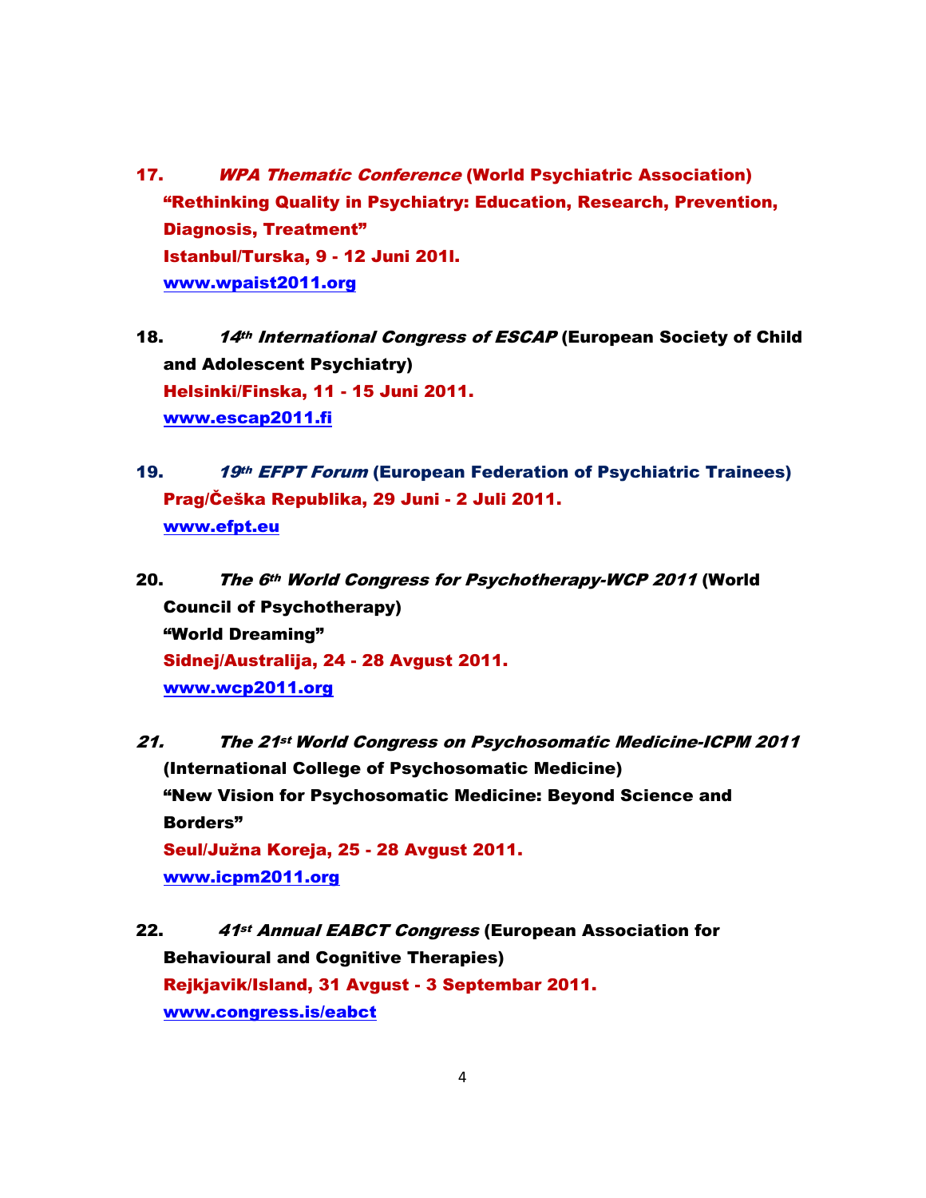17. *WPA Thematic Conference* **(World Psychiatric Association)**
**"Rethinking Quality in Psychiatry: Education, Research, Prevention, Diagnosis, Treatment"**
**Istanbul/Turska, 9 - 12 Juni 201l.**
**www.wpaist2011.org**

18. *14th International Congress of ESCAP* **(European Society of Child and Adolescent Psychiatry)**
**Helsinki/Finska, 11 - 15 Juni 2011.**
**www.escap2011.fi**

19. *19th EFPT Forum* **(European Federation of Psychiatric Trainees)**
**Prag/Češka Republika, 29 Juni - 2 Juli 2011.**
**www.efpt.eu**

20. *The 6th World Congress for Psychotherapy-WCP 2011* **(World Council of Psychotherapy)**
**"World Dreaming"**
**Sidnej/Australija, 24 - 28 Avgust 2011.**
**www.wcp2011.org**

21. *The 21st World Congress on Psychosomatic Medicine-ICPM 2011* **(International College of Psychosomatic Medicine)**
**"New Vision for Psychosomatic Medicine: Beyond Science and Borders"**
**Seul/Južna Koreja, 25 - 28 Avgust 2011.**
**www.icpm2011.org**

22. *41st Annual EABCT Congress* **(European Association for Behavioural and Cognitive Therapies)**
**Rejkjavik/Island, 31 Avgust - 3 Septembar 2011.**
**www.congress.is/eabct**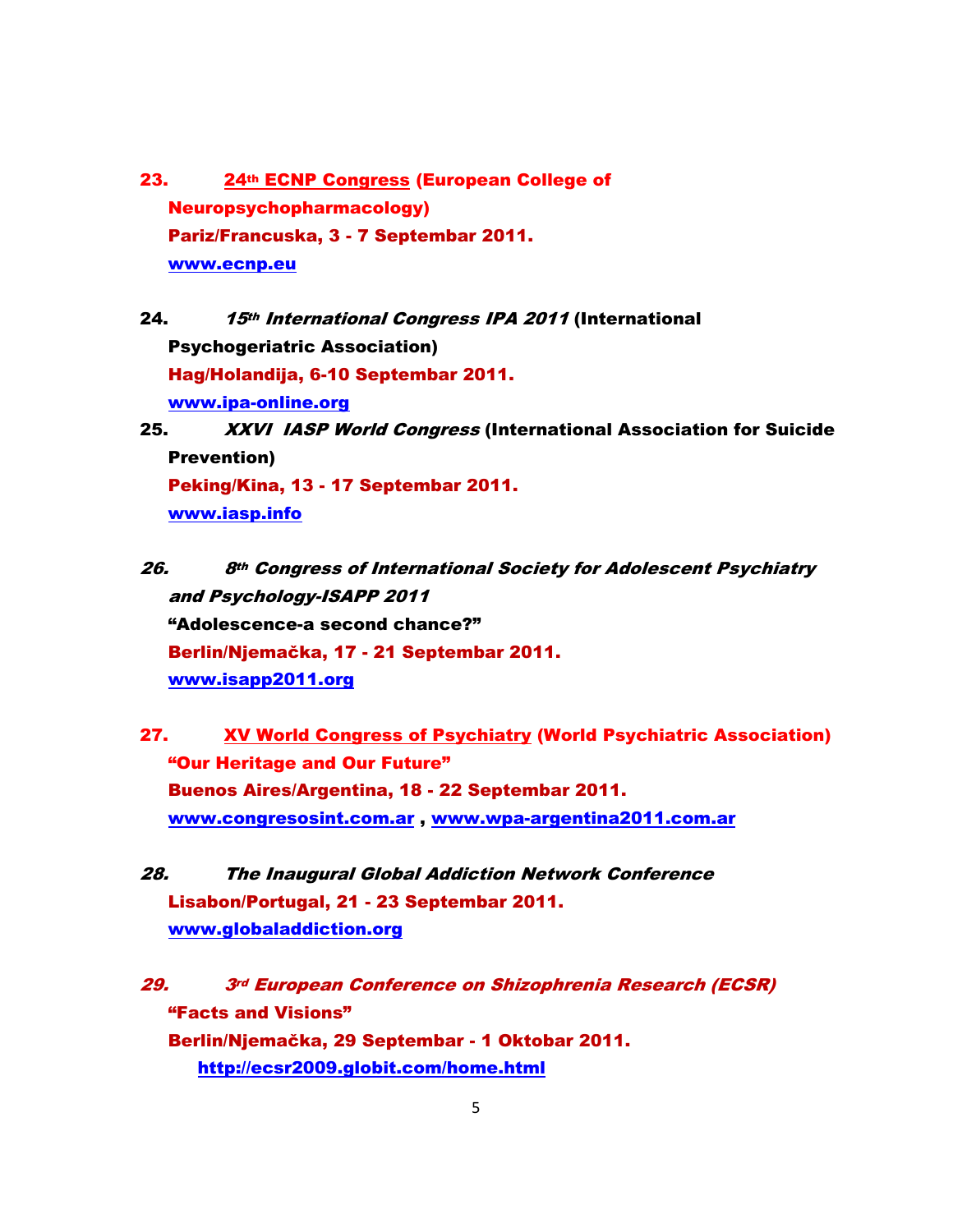23. **24th ECNP Congress (European College of Neuropsychopharmacology)**
**Pariz/Francuska, 3 - 7 Septembar 2011.**
**www.ecnp.eu**

24. ***15th International Congress IPA 2011*** **(International Psychogeriatric Association)**
**Hag/Holandija, 6-10 Septembar 2011.**
**www.ipa-online.org**

25. ***XXVI IASP World Congress*** **(International Association for Suicide Prevention)**
**Peking/Kina, 13 - 17 Septembar 2011.**
**www.iasp.info**

26. ***8th Congress of International Society for Adolescent Psychiatry and Psychology-ISAPP 2011***
**"Adolescence-a second chance?"**
**Berlin/Njemačka, 17 - 21 Septembar 2011.**
**www.isapp2011.org**

27. **XV World Congress of Psychiatry (World Psychiatric Association)**
**"Our Heritage and Our Future"**
**Buenos Aires/Argentina, 18 - 22 Septembar 2011.**
**www.congresosint.com.ar , www.wpa-argentina2011.com.ar**

28. ***The Inaugural Global Addiction Network Conference***
**Lisabon/Portugal, 21 - 23 Septembar 2011.**
**www.globaladdiction.org**

29. ***3rd European Conference on Shizophrenia Research (ECSR)***
**"Facts and Visions"**
**Berlin/Njemačka, 29 Septembar - 1 Oktobar 2011.**
**http://ecsr2009.globit.com/home.html**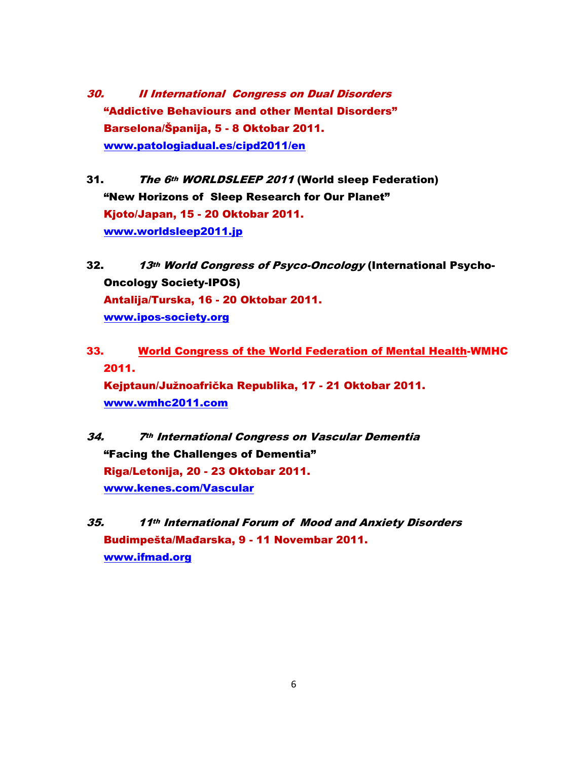30. ***II International Congress on Dual Disorders***
**"Addictive Behaviours and other Mental Disorders"**
**Barselona/Španija, 5 - 8 Oktobar 2011.**
**www.patologiadual.es/cipd2011/en**

31. ***The 6th WORLDSLEEP 2011*** **(World sleep Federation)**
**"New Horizons of Sleep Research for Our Planet"**
**Kjoto/Japan, 15 - 20 Oktobar 2011.**
**www.worldsleep2011.jp**

32. ***13th World Congress of Psyco-Oncology*** **(International Psycho-Oncology Society-IPOS)**
**Antalija/Turska, 16 - 20 Oktobar 2011.**
**www.ipos-society.org**

33. **World Congress of the World Federation of Mental Health-WMHC 2011.**
**Kejptaun/Južnoafrička Republika, 17 - 21 Oktobar 2011.**
**www.wmhc2011.com**

34. ***7th International Congress on Vascular Dementia***
**"Facing the Challenges of Dementia"**
**Riga/Letonija, 20 - 23 Oktobar 2011.**
**www.kenes.com/Vascular**

35. ***11th International Forum of Mood and Anxiety Disorders***
**Budimpešta/Mađarska, 9 - 11 Novembar 2011.**
**www.ifmad.org**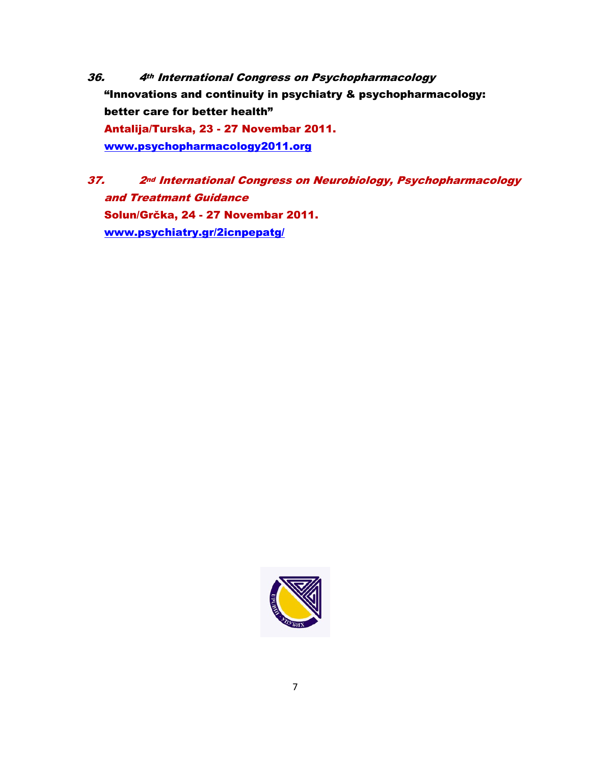36. *4th International Congress on Psychopharmacology*
**"Innovations and continuity in psychiatry & psychopharmacology: better care for better health"**
**Antalija/Turska, 23 - 27 Novembar 2011.**
**www.psychopharmacology2011.org**

37. ***2nd International Congress on Neurobiology, Psychopharmacology and Treatmant Guidance***
**Solun/Grčka, 24 - 27 Novembar 2011.**
**www.psychiatry.gr/2icnpepatg/**